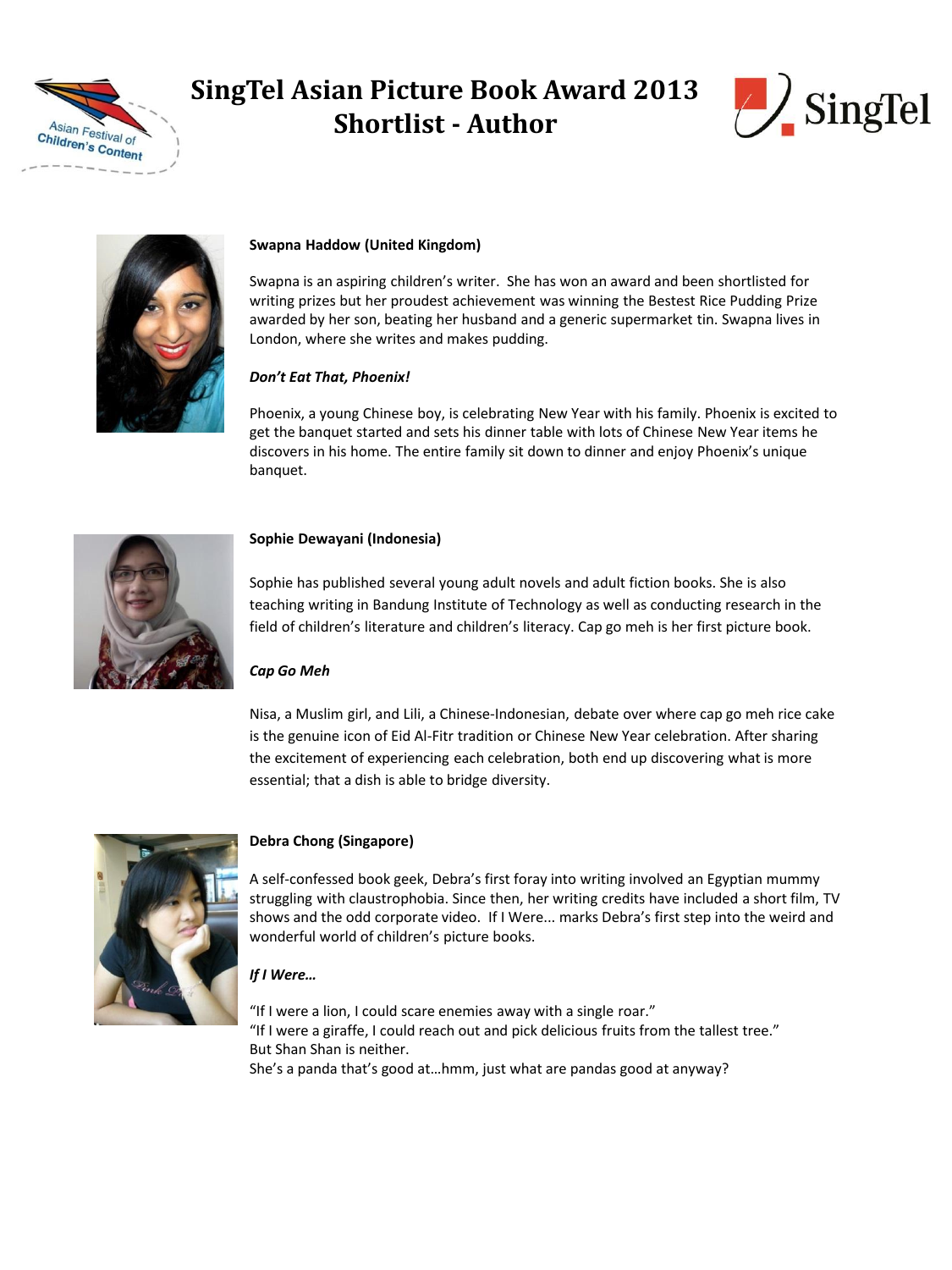# SingTel Asian Picture Book Award 2013
## Shortlist - Author

**Swapna Haddow (United Kingdom)**

Swapna is an aspiring children's writer. She has won an award and been shortlisted for writing prizes but her proudest achievement was winning the Bestest Rice Pudding Prize awarded by her son, beating her husband and a generic supermarket tin. Swapna lives in London, where she writes and makes pudding.

***Don't Eat That, Phoenix!***

Phoenix, a young Chinese boy, is celebrating New Year with his family. Phoenix is excited to get the banquet started and sets his dinner table with lots of Chinese New Year items he discovers in his home. The entire family sit down to dinner and enjoy Phoenix's unique banquet.

**Sophie Dewayani (Indonesia)**

Sophie has published several young adult novels and adult fiction books. She is also teaching writing in Bandung Institute of Technology as well as conducting research in the field of children's literature and children's literacy. Cap go meh is her first picture book.

***Cap Go Meh***

Nisa, a Muslim girl, and Lili, a Chinese-Indonesian, debate over where cap go meh rice cake is the genuine icon of Eid Al-Fitr tradition or Chinese New Year celebration. After sharing the excitement of experiencing each celebration, both end up discovering what is more essential; that a dish is able to bridge diversity.

**Debra Chong (Singapore)**

A self-confessed book geek, Debra's first foray into writing involved an Egyptian mummy struggling with claustrophobia. Since then, her writing credits have included a short film, TV shows and the odd corporate video. If I Were... marks Debra's first step into the weird and wonderful world of children's picture books.

***If I Were…***

"If I were a lion, I could scare enemies away with a single roar."
"If I were a giraffe, I could reach out and pick delicious fruits from the tallest tree."
But Shan Shan is neither.
She's a panda that's good at…hmm, just what are pandas good at anyway?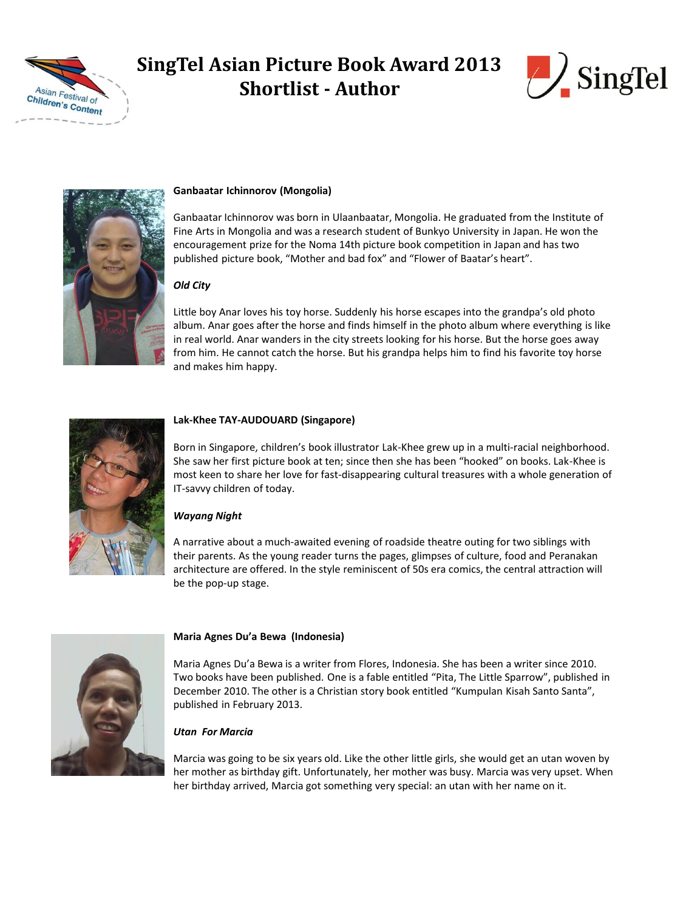# SingTel Asian Picture Book Award 2013
## Shortlist - Author

**Ganbaatar Ichinnorov (Mongolia)**

Ganbaatar Ichinnorov was born in Ulaanbaatar, Mongolia. He graduated from the Institute of Fine Arts in Mongolia and was a research student of Bunkyo University in Japan. He won the encouragement prize for the Noma 14th picture book competition in Japan and has two published picture book, "Mother and bad fox" and "Flower of Baatar's heart".

***Old City***

Little boy Anar loves his toy horse. Suddenly his horse escapes into the grandpa's old photo album. Anar goes after the horse and finds himself in the photo album where everything is like in real world. Anar wanders in the city streets looking for his horse. But the horse goes away from him. He cannot catch the horse. But his grandpa helps him to find his favorite toy horse and makes him happy.

**Lak-Khee TAY-AUDOUARD (Singapore)**

Born in Singapore, children's book illustrator Lak-Khee grew up in a multi-racial neighborhood. She saw her first picture book at ten; since then she has been "hooked" on books. Lak-Khee is most keen to share her love for fast-disappearing cultural treasures with a whole generation of IT-savvy children of today.

***Wayang Night***

A narrative about a much-awaited evening of roadside theatre outing for two siblings with their parents. As the young reader turns the pages, glimpses of culture, food and Peranakan architecture are offered. In the style reminiscent of 50s era comics, the central attraction will be the pop-up stage.

**Maria Agnes Du'a Bewa (Indonesia)**

Maria Agnes Du'a Bewa is a writer from Flores, Indonesia. She has been a writer since 2010. Two books have been published. One is a fable entitled "Pita, The Little Sparrow", published in December 2010. The other is a Christian story book entitled "Kumpulan Kisah Santo Santa", published in February 2013.

***Utan For Marcia***

Marcia was going to be six years old. Like the other little girls, she would get an utan woven by her mother as birthday gift. Unfortunately, her mother was busy. Marcia was very upset. When her birthday arrived, Marcia got something very special: an utan with her name on it.